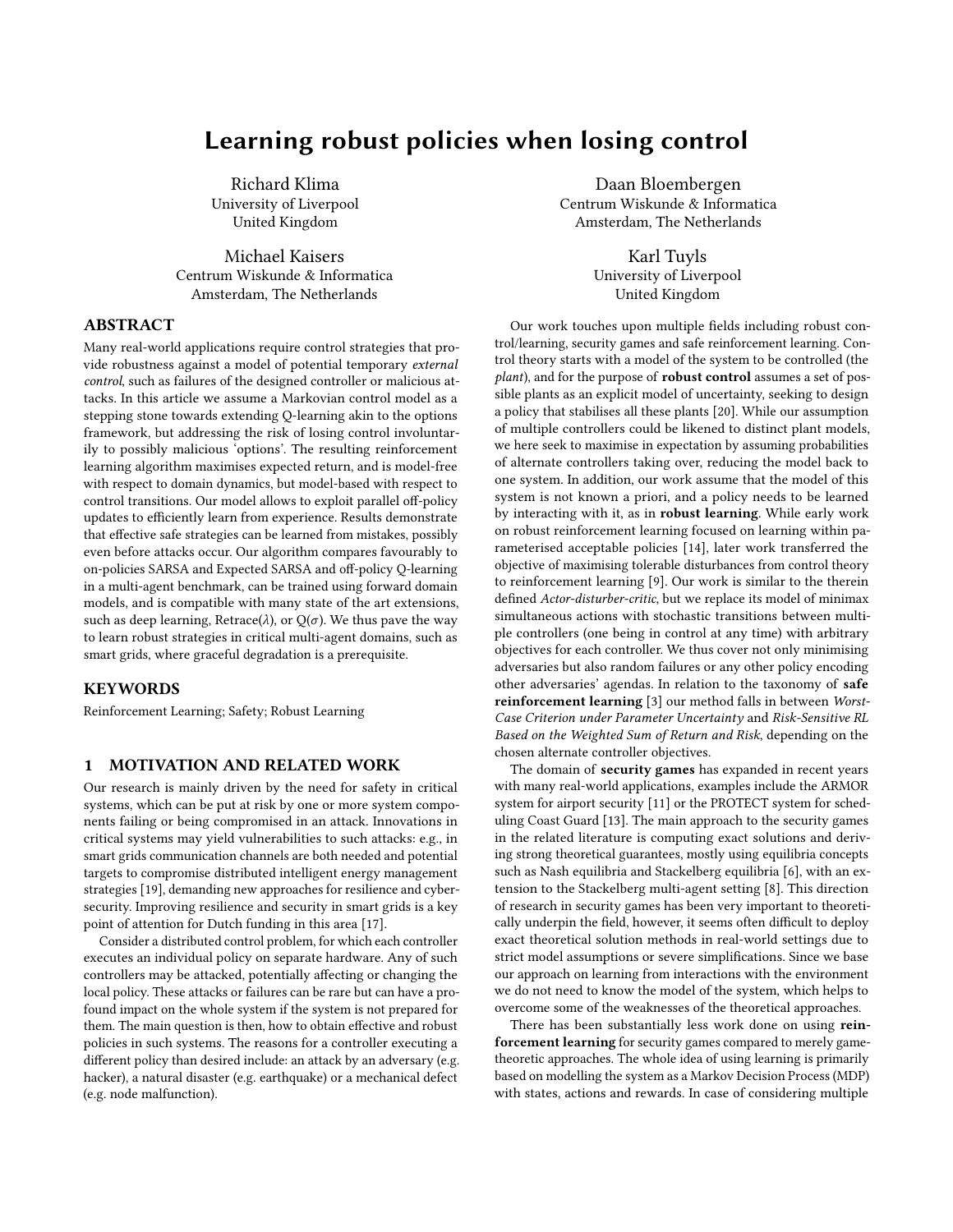# Learning robust policies when losing control

Richard Klima
University of Liverpool
United Kingdom

Daan Bloembergen
Centrum Wiskunde & Informatica
Amsterdam, The Netherlands

Michael Kaisers
Centrum Wiskunde & Informatica
Amsterdam, The Netherlands

Karl Tuyls
University of Liverpool
United Kingdom

## ABSTRACT

Many real-world applications require control strategies that provide robustness against a model of potential temporary *external control*, such as failures of the designed controller or malicious attacks. In this article we assume a Markovian control model as a stepping stone towards extending Q-learning akin to the options framework, but addressing the risk of losing control involuntarily to possibly malicious 'options'. The resulting reinforcement learning algorithm maximises expected return, and is model-free with respect to domain dynamics, but model-based with respect to control transitions. Our model allows to exploit parallel off-policy updates to efficiently learn from experience. Results demonstrate that effective safe strategies can be learned from mistakes, possibly even before attacks occur. Our algorithm compares favourably to on-policies SARSA and Expected SARSA and off-policy Q-learning in a multi-agent benchmark, can be trained using forward domain models, and is compatible with many state of the art extensions, such as deep learning, Retrace($\lambda$), or Q($\sigma$). We thus pave the way to learn robust strategies in critical multi-agent domains, such as smart grids, where graceful degradation is a prerequisite.

## KEYWORDS

Reinforcement Learning; Safety; Robust Learning

## 1 MOTIVATION AND RELATED WORK

Our research is mainly driven by the need for safety in critical systems, which can be put at risk by one or more system components failing or being compromised in an attack. Innovations in critical systems may yield vulnerabilities to such attacks: e.g., in smart grids communication channels are both needed and potential targets to compromise distributed intelligent energy management strategies [19], demanding new approaches for resilience and cybersecurity. Improving resilience and security in smart grids is a key point of attention for Dutch funding in this area [17].

Consider a distributed control problem, for which each controller executes an individual policy on separate hardware. Any of such controllers may be attacked, potentially affecting or changing the local policy. These attacks or failures can be rare but can have a profound impact on the whole system if the system is not prepared for them. The main question is then, how to obtain effective and robust policies in such systems. The reasons for a controller executing a different policy than desired include: an attack by an adversary (e.g. hacker), a natural disaster (e.g. earthquake) or a mechanical defect (e.g. node malfunction).

Our work touches upon multiple fields including robust control/learning, security games and safe reinforcement learning. Control theory starts with a model of the system to be controlled (the *plant*), and for the purpose of **robust control** assumes a set of possible plants as an explicit model of uncertainty, seeking to design a policy that stabilises all these plants [20]. While our assumption of multiple controllers could be likened to distinct plant models, we here seek to maximise in expectation by assuming probabilities of alternate controllers taking over, reducing the model back to one system. In addition, our work assume that the model of this system is not known a priori, and a policy needs to be learned by interacting with it, as in **robust learning**. While early work on robust reinforcement learning focused on learning within parameterised acceptable policies [14], later work transferred the objective of maximising tolerable disturbances from control theory to reinforcement learning [9]. Our work is similar to the therein defined *Actor-disturber-critic*, but we replace its model of minimax simultaneous actions with stochastic transitions between multiple controllers (one being in control at any time) with arbitrary objectives for each controller. We thus cover not only minimising adversaries but also random failures or any other policy encoding other adversaries' agendas. In relation to the taxonomy of **safe reinforcement learning** [3] our method falls in between *Worst-Case Criterion under Parameter Uncertainty* and *Risk-Sensitive RL Based on the Weighted Sum of Return and Risk*, depending on the chosen alternate controller objectives.

The domain of **security games** has expanded in recent years with many real-world applications, examples include the ARMOR system for airport security [11] or the PROTECT system for scheduling Coast Guard [13]. The main approach to the security games in the related literature is computing exact solutions and deriving strong theoretical guarantees, mostly using equilibria concepts such as Nash equilibria and Stackelberg equilibria [6], with an extension to the Stackelberg multi-agent setting [8]. This direction of research in security games has been very important to theoretically underpin the field, however, it seems often difficult to deploy exact theoretical solution methods in real-world settings due to strict model assumptions or severe simplifications. Since we base our approach on learning from interactions with the environment we do not need to know the model of the system, which helps to overcome some of the weaknesses of the theoretical approaches.

There has been substantially less work done on using **reinforcement learning** for security games compared to merely game-theoretic approaches. The whole idea of using learning is primarily based on modelling the system as a Markov Decision Process (MDP) with states, actions and rewards. In case of considering multiple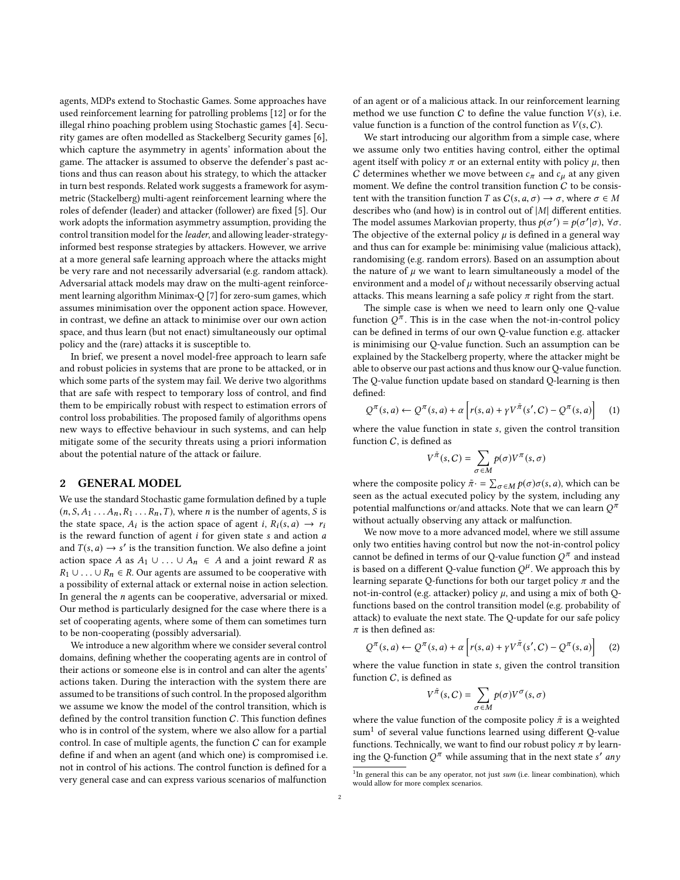agents, MDPs extend to Stochastic Games. Some approaches have used reinforcement learning for patrolling problems [12] or for the illegal rhino poaching problem using Stochastic games [4]. Security games are often modelled as Stackelberg Security games [6], which capture the asymmetry in agents' information about the game. The attacker is assumed to observe the defender's past actions and thus can reason about his strategy, to which the attacker in turn best responds. Related work suggests a framework for asymmetric (Stackelberg) multi-agent reinforcement learning where the roles of defender (leader) and attacker (follower) are fixed [5]. Our work adopts the information asymmetry assumption, providing the control transition model for the *leader*, and allowing leader-strategy-informed best response strategies by attackers. However, we arrive at a more general safe learning approach where the attacks might be very rare and not necessarily adversarial (e.g. random attack). Adversarial attack models may draw on the multi-agent reinforcement learning algorithm Minimax-Q [7] for zero-sum games, which assumes minimisation over the opponent action space. However, in contrast, we define an attack to minimise over our own action space, and thus learn (but not enact) simultaneously our optimal policy and the (rare) attacks it is susceptible to.

In brief, we present a novel model-free approach to learn safe and robust policies in systems that are prone to be attacked, or in which some parts of the system may fail. We derive two algorithms that are safe with respect to temporary loss of control, and find them to be empirically robust with respect to estimation errors of control loss probabilities. The proposed family of algorithms opens new ways to effective behaviour in such systems, and can help mitigate some of the security threats using a priori information about the potential nature of the attack or failure.

## 2 GENERAL MODEL

We use the standard Stochastic game formulation defined by a tuple $(n, S, A_1 \dots A_n, R_1 \dots R_n, T)$, where $n$ is the number of agents, $S$ is the state space, $A_i$ is the action space of agent $i$, $R_i(s, a) \to r_i$ is the reward function of agent $i$ for given state $s$ and action $a$ and $T(s, a) \to s'$ is the transition function. We also define a joint action space $A$ as $A_1 \cup \dots \cup A_n \in A$ and a joint reward $R$ as $R_1 \cup \dots \cup R_n \in R$. Our agents are assumed to be cooperative with a possibility of external attack or external noise in action selection. In general the $n$ agents can be cooperative, adversarial or mixed. Our method is particularly designed for the case where there is a set of cooperating agents, where some of them can sometimes turn to be non-cooperating (possibly adversarial).

We introduce a new algorithm where we consider several control domains, defining whether the cooperating agents are in control of their actions or someone else is in control and can alter the agents' actions taken. During the interaction with the system there are assumed to be transitions of such control. In the proposed algorithm we assume we know the model of the control transition, which is defined by the control transition function $C$. This function defines who is in control of the system, where we also allow for a partial control. In case of multiple agents, the function $C$ can for example define if and when an agent (and which one) is compromised i.e. not in control of his actions. The control function is defined for a very general case and can express various scenarios of malfunction of an agent or of a malicious attack. In our reinforcement learning method we use function $C$ to define the value function $V(s)$, i.e. value function is a function of the control function as $V(s, C)$.

We start introducing our algorithm from a simple case, where we assume only two entities having control, either the optimal agent itself with policy $\pi$ or an external entity with policy $\mu$, then $C$ determines whether we move between $c_\pi$ and $c_\mu$ at any given moment. We define the control transition function $C$ to be consistent with the transition function $T$ as $C(s, a, \sigma) \to \sigma$, where $\sigma \in M$ describes who (and how) is in control out of $|M|$ different entities. The model assumes Markovian property, thus $p(\sigma') = p(\sigma'|\sigma)$, $\forall \sigma$. The objective of the external policy $\mu$ is defined in a general way and thus can for example be: minimising value (malicious attack), randomising (e.g. random errors). Based on an assumption about the nature of $\mu$ we want to learn simultaneously a model of the environment and a model of $\mu$ without necessarily observing actual attacks. This means learning a safe policy $\pi$ right from the start.

The simple case is when we need to learn only one Q-value function $Q^\pi$. This is in the case when the not-in-control policy can be defined in terms of our own Q-value function e.g. attacker is minimising our Q-value function. Such an assumption can be explained by the Stackelberg property, where the attacker might be able to observe our past actions and thus know our Q-value function. The Q-value function update based on standard Q-learning is then defined:

$$Q^\pi(s, a) \leftarrow Q^\pi(s, a) + \alpha \left[ r(s, a) + \gamma V^{\tilde{\pi}}(s', C) - Q^\pi(s, a) \right] \quad (1)$$

where the value function in state $s$, given the control transition function $C$, is defined as

$$V^{\tilde{\pi}}(s, C) = \sum_{\sigma \in M} p(\sigma) V^\pi(s, \sigma)$$

where the composite policy $\tilde{\pi} \cdot = \sum_{\sigma \in M} p(\sigma)\sigma(s, a)$, which can be seen as the actual executed policy by the system, including any potential malfunctions or/and attacks. Note that we can learn $Q^\pi$ without actually observing any attack or malfunction.

We now move to a more advanced model, where we still assume only two entities having control but now the not-in-control policy cannot be defined in terms of our Q-value function $Q^\pi$ and instead is based on a different Q-value function $Q^\mu$. We approach this by learning separate Q-functions for both our target policy $\pi$ and the not-in-control (e.g. attacker) policy $\mu$, and using a mix of both Q-functions based on the control transition model (e.g. probability of attack) to evaluate the next state. The Q-update for our safe policy $\pi$ is then defined as:

$$Q^\pi(s, a) \leftarrow Q^\pi(s, a) + \alpha \left[ r(s, a) + \gamma V^{\tilde{\pi}}(s', C) - Q^\pi(s, a) \right] \quad (2)$$

where the value function in state $s$, given the control transition function $C$, is defined as

$$V^{\tilde{\pi}}(s, C) = \sum_{\sigma \in M} p(\sigma) V^\sigma(s, \sigma)$$

where the value function of the composite policy $\tilde{\pi}$ is a weighted sum[1] of several value functions learned using different Q-value functions. Technically, we want to find our robust policy $\pi$ by learning the Q-function $Q^\pi$ while assuming that in the next state $s'$ *any*

[1] In general this can be any operator, not just *sum* (i.e. linear combination), which would allow for more complex scenarios.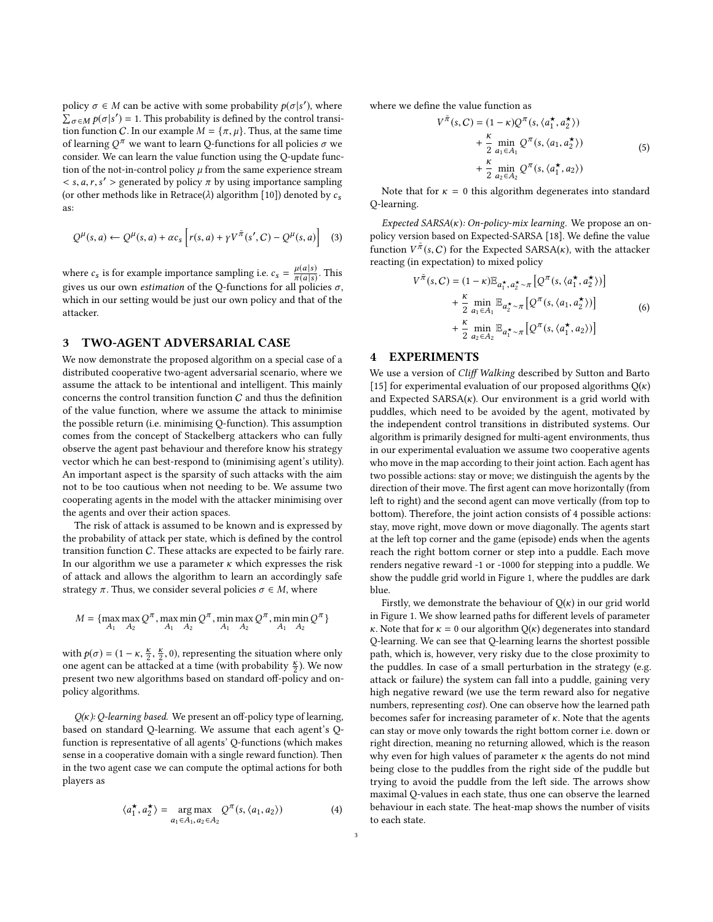policy $\sigma \in M$ can be active with some probability $p(\sigma|s')$, where $\sum_{\sigma \in M} p(\sigma|s') = 1$. This probability is defined by the control transition function $C$. In our example $M = \{\pi, \mu\}$. Thus, at the same time of learning $Q^\pi$ we want to learn Q-functions for all policies $\sigma$ we consider. We can learn the value function using the Q-update function of the not-in-control policy $\mu$ from the same experience stream $< s, a, r, s' >$ generated by policy $\pi$ by using importance sampling (or other methods like in Retrace($\lambda$) algorithm [10]) denoted by $c_s$ as:

$$Q^\mu(s,a) \leftarrow Q^\mu(s,a) + \alpha c_s \left[ r(s,a) + \gamma V^{\bar{\pi}}(s', C) - Q^\mu(s,a) \right] \quad (3)$$

where $c_s$ is for example importance sampling i.e. $c_s = \frac{\mu(a|s)}{\pi(a|s)}$. This gives us our own *estimation* of the Q-functions for all policies $\sigma$, which in our setting would be just our own policy and that of the attacker.

## 3 TWO-AGENT ADVERSARIAL CASE

We now demonstrate the proposed algorithm on a special case of a distributed cooperative two-agent adversarial scenario, where we assume the attack to be intentional and intelligent. This mainly concerns the control transition function $C$ and thus the definition of the value function, where we assume the attack to minimise the possible return (i.e. minimising Q-function). This assumption comes from the concept of Stackelberg attackers who can fully observe the agent past behaviour and therefore know his strategy vector which he can best-respond to (minimising agent's utility). An important aspect is the sparsity of such attacks with the aim not to be too cautious when not needing to be. We assume two cooperating agents in the model with the attacker minimising over the agents and over their action spaces.

The risk of attack is assumed to be known and is expressed by the probability of attack per state, which is defined by the control transition function $C$. These attacks are expected to be fairly rare. In our algorithm we use a parameter $\kappa$ which expresses the risk of attack and allows the algorithm to learn an accordingly safe strategy $\pi$. Thus, we consider several policies $\sigma \in M$, where

$$M = \{\max_{A_1}\max_{A_2} Q^\pi, \max_{A_1}\min_{A_2} Q^\pi, \min_{A_1}\max_{A_2} Q^\pi, \min_{A_1}\min_{A_2} Q^\pi\}$$

with $p(\sigma) = (1-\kappa, \frac{\kappa}{2}, \frac{\kappa}{2}, 0)$, representing the situation where only one agent can be attacked at a time (with probability $\frac{\kappa}{2}$). We now present two new algorithms based on standard off-policy and on-policy algorithms.

*Q($\kappa$): Q-learning based.* We present an off-policy type of learning, based on standard Q-learning. We assume that each agent's Q-function is representative of all agents' Q-functions (which makes sense in a cooperative domain with a single reward function). Then in the two agent case we can compute the optimal actions for both players as

$$\langle a_1^\star, a_2^\star \rangle = \underset{a_1 \in A_1,\, a_2 \in A_2}{\arg\max}\; Q^\pi(s, \langle a_1, a_2 \rangle) \quad (4)$$

where we define the value function as

$$\begin{aligned} V^{\bar{\pi}}(s, C) = &(1-\kappa) Q^\pi(s, \langle a_1^\star, a_2^\star \rangle) \\ &+ \frac{\kappa}{2} \min_{a_1 \in A_1} Q^\pi(s, \langle a_1, a_2^\star \rangle) \\ &+ \frac{\kappa}{2} \min_{a_2 \in A_2} Q^\pi(s, \langle a_1^\star, a_2 \rangle) \end{aligned} \quad (5)$$

Note that for $\kappa = 0$ this algorithm degenerates into standard Q-learning.

*Expected SARSA($\kappa$): On-policy-mix learning.* We propose an on-policy version based on Expected-SARSA [18]. We define the value function $V^{\bar{\pi}}(s, C)$ for the Expected SARSA($\kappa$), with the attacker reacting (in expectation) to mixed policy

$$\begin{aligned} V^{\bar{\pi}}(s, C) = &(1-\kappa) \mathbb{E}_{a_1^\star, a_2^\star \sim \pi} \left[ Q^\pi(s, \langle a_1^\star, a_2^\star \rangle) \right] \\ &+ \frac{\kappa}{2} \min_{a_1 \in A_1} \mathbb{E}_{a_2^\star \sim \pi} \left[ Q^\pi(s, \langle a_1, a_2^\star \rangle) \right] \\ &+ \frac{\kappa}{2} \min_{a_2 \in A_2} \mathbb{E}_{a_1^\star \sim \pi} \left[ Q^\pi(s, \langle a_1^\star, a_2 \rangle) \right] \end{aligned} \quad (6)$$

## 4 EXPERIMENTS

We use a version of *Cliff Walking* described by Sutton and Barto [15] for experimental evaluation of our proposed algorithms Q($\kappa$) and Expected SARSA($\kappa$). Our environment is a grid world with puddles, which need to be avoided by the agent, motivated by the independent control transitions in distributed systems. Our algorithm is primarily designed for multi-agent environments, thus in our experimental evaluation we assume two cooperative agents who move in the map according to their joint action. Each agent has two possible actions: stay or move; we distinguish the agents by the direction of their move. The first agent can move horizontally (from left to right) and the second agent can move vertically (from top to bottom). Therefore, the joint action consists of 4 possible actions: stay, move right, move down or move diagonally. The agents start at the left top corner and the game (episode) ends when the agents reach the right bottom corner or step into a puddle. Each move renders negative reward -1 or -1000 for stepping into a puddle. We show the puddle grid world in Figure 1, where the puddles are dark blue.

Firstly, we demonstrate the behaviour of Q($\kappa$) in our grid world in Figure 1. We show learned paths for different levels of parameter $\kappa$. Note that for $\kappa = 0$ our algorithm Q($\kappa$) degenerates into standard Q-learning. We can see that Q-learning learns the shortest possible path, which is, however, very risky due to the close proximity to the puddles. In case of a small perturbation in the strategy (e.g. attack or failure) the system can fall into a puddle, gaining very high negative reward (we use the term reward also for negative numbers, representing *cost*). One can observe how the learned path becomes safer for increasing parameter of $\kappa$. Note that the agents can stay or move only towards the right bottom corner i.e. down or right direction, meaning no returning allowed, which is the reason why even for high values of parameter $\kappa$ the agents do not mind being close to the puddles from the right side of the puddle but trying to avoid the puddle from the left side. The arrows show maximal Q-values in each state, thus one can observe the learned behaviour in each state. The heat-map shows the number of visits to each state.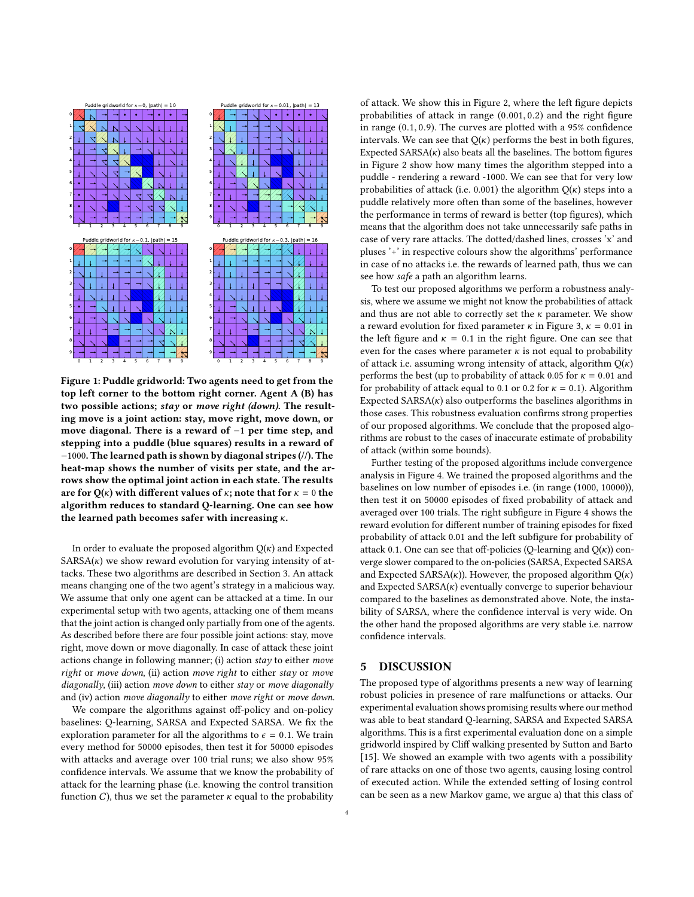Puddle gridworld for $\kappa = 0$, |path| = 10

Puddle gridworld for $\kappa = 0.01$, |path| = 13

Puddle gridworld for $\kappa = 0.1$, |path| = 15

Puddle gridworld for $\kappa = 0.3$, |path| = 16

**Figure 1: Puddle gridworld: Two agents need to get from the top left corner to the bottom right corner. Agent A (B) has two possible actions; *stay* or *move right (down)*. The resulting move is a joint action: stay, move right, move down, or move diagonal. There is a reward of $-1$ per time step, and stepping into a puddle (blue squares) results in a reward of $-1000$. The learned path is shown by diagonal stripes (//). The heat-map shows the number of visits per state, and the arrows show the optimal joint action in each state. The results are for Q($\kappa$) with different values of $\kappa$; note that for $\kappa = 0$ the algorithm reduces to standard Q-learning. One can see how the learned path becomes safer with increasing $\kappa$.**

In order to evaluate the proposed algorithm Q($\kappa$) and Expected SARSA($\kappa$) we show reward evolution for varying intensity of attacks. These two algorithms are described in Section 3. An attack means changing one of the two agent's strategy in a malicious way. We assume that only one agent can be attacked at a time. In our experimental setup with two agents, attacking one of them means that the joint action is changed only partially from one of the agents. As described before there are four possible joint actions: stay, move right, move down or move diagonally. In case of attack these joint actions change in following manner; (i) action *stay* to either *move right* or *move down*, (ii) action *move right* to either *stay* or *move diagonally*, (iii) action *move down* to either *stay* or *move diagonally* and (iv) action *move diagonally* to either *move right* or *move down*.

We compare the algorithms against off-policy and on-policy baselines: Q-learning, SARSA and Expected SARSA. We fix the exploration parameter for all the algorithms to $\epsilon = 0.1$. We train every method for 50000 episodes, then test it for 50000 episodes with attacks and average over 100 trial runs; we also show 95% confidence intervals. We assume that we know the probability of attack for the learning phase (i.e. knowing the control transition function $C$), thus we set the parameter $\kappa$ equal to the probability of attack. We show this in Figure 2, where the left figure depicts probabilities of attack in range $(0.001, 0.2)$ and the right figure in range $(0.1, 0.9)$. The curves are plotted with a 95% confidence intervals. We can see that Q($\kappa$) performs the best in both figures, Expected SARSA($\kappa$) also beats all the baselines. The bottom figures in Figure 2 show how many times the algorithm stepped into a puddle - rendering a reward -1000. We can see that for very low probabilities of attack (i.e. 0.001) the algorithm Q($\kappa$) steps into a puddle relatively more often than some of the baselines, however the performance in terms of reward is better (top figures), which means that the algorithm does not take unnecessarily safe paths in case of very rare attacks. The dotted/dashed lines, crosses 'x' and pluses '+' in respective colours show the algorithms' performance in case of no attacks i.e. the rewards of learned path, thus we can see how *safe* a path an algorithm learns.

To test our proposed algorithms we perform a robustness analysis, where we assume we might not know the probabilities of attack and thus are not able to correctly set the $\kappa$ parameter. We show a reward evolution for fixed parameter $\kappa$ in Figure 3, $\kappa = 0.01$ in the left figure and $\kappa = 0.1$ in the right figure. One can see that even for the cases where parameter $\kappa$ is not equal to probability of attack i.e. assuming wrong intensity of attack, algorithm Q($\kappa$) performs the best (up to probability of attack 0.05 for $\kappa = 0.01$ and for probability of attack equal to 0.1 or 0.2 for $\kappa = 0.1$). Algorithm Expected SARSA($\kappa$) also outperforms the baselines algorithms in those cases. This robustness evaluation confirms strong properties of our proposed algorithms. We conclude that the proposed algorithms are robust to the cases of inaccurate estimate of probability of attack (within some bounds).

Further testing of the proposed algorithms include convergence analysis in Figure 4. We trained the proposed algorithms and the baselines on low number of episodes i.e. (in range (1000, 10000)), then test it on 50000 episodes of fixed probability of attack and averaged over 100 trials. The right subfigure in Figure 4 shows the reward evolution for different number of training episodes for fixed probability of attack 0.01 and the left subfigure for probability of attack 0.1. One can see that off-policies (Q-learning and Q($\kappa$)) converge slower compared to the on-policies (SARSA, Expected SARSA and Expected SARSA($\kappa$)). However, the proposed algorithm Q($\kappa$) and Expected SARSA($\kappa$) eventually converge to superior behaviour compared to the baselines as demonstrated above. Note, the instability of SARSA, where the confidence interval is very wide. On the other hand the proposed algorithms are very stable i.e. narrow confidence intervals.

## 5 DISCUSSION

The proposed type of algorithms presents a new way of learning robust policies in presence of rare malfunctions or attacks. Our experimental evaluation shows promising results where our method was able to beat standard Q-learning, SARSA and Expected SARSA algorithms. This is a first experimental evaluation done on a simple gridworld inspired by Cliff walking presented by Sutton and Barto [15]. We showed an example with two agents with a possibility of rare attacks on one of those two agents, causing losing control of executed action. While the extended setting of losing control can be seen as a new Markov game, we argue a) that this class of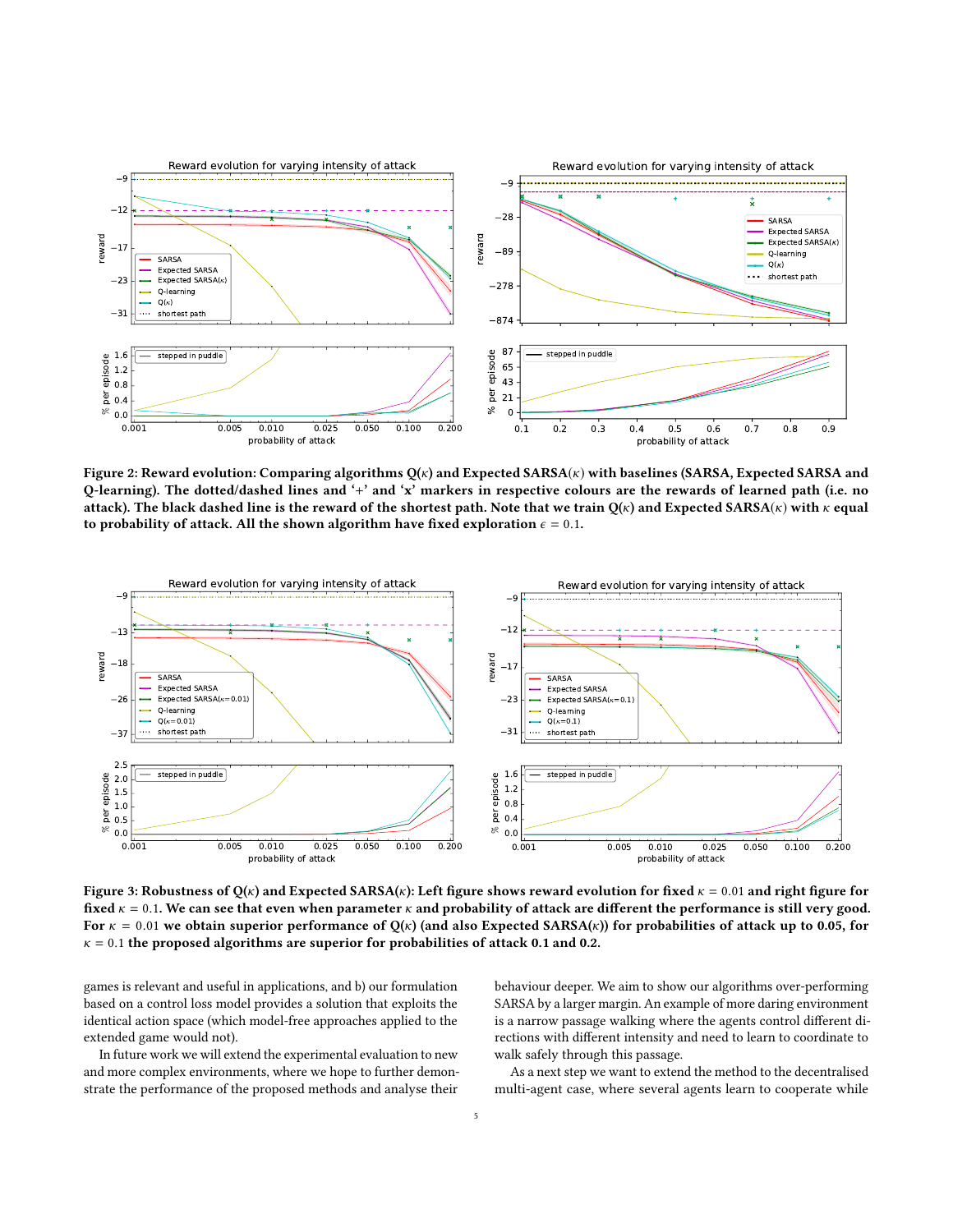Reward evolution for varying intensity of attack

reward

−9
−12
−17
−23
−31

SARSA
Expected SARSA
Expected SARSA(κ)
Q-learning
Q(κ)
shortest path

% per episode

1.6
1.2
0.8
0.4
0.0

stepped in puddle

0.001 0.005 0.010 0.025 0.050 0.100 0.200

probability of attack

Reward evolution for varying intensity of attack

reward

−9
−28
−89
−278
−874

SARSA
Expected SARSA
Expected SARSA(κ)
Q-learning
Q(κ)
shortest path

% per episode

87
65
43
21
0

stepped in puddle

0.1 0.2 0.3 0.4 0.5 0.6 0.7 0.8 0.9

probability of attack

**Figure 2: Reward evolution: Comparing algorithms Q($\kappa$) and Expected SARSA($\kappa$) with baselines (SARSA, Expected SARSA and Q-learning). The dotted/dashed lines and '+' and 'x' markers in respective colours are the rewards of learned path (i.e. no attack). The black dashed line is the reward of the shortest path. Note that we train Q($\kappa$) and Expected SARSA($\kappa$) with $\kappa$ equal to probability of attack. All the shown algorithm have fixed exploration $\epsilon = 0.1$.**

Reward evolution for varying intensity of attack

reward

−9
−13
−18
−26
−37

SARSA
Expected SARSA
Expected SARSA(κ=0.01)
Q-learning
Q(κ=0.01)
shortest path

% per episode

2.5
2.0
1.5
1.0
0.5
0.0

stepped in puddle

0.001 0.005 0.010 0.025 0.050 0.100 0.200

probability of attack

Reward evolution for varying intensity of attack

reward

−9
−12
−17
−23
−31

SARSA
Expected SARSA
Expected SARSA(κ=0.1)
Q-learning
Q(κ=0.1)
shortest path

% per episode

1.6
1.2
0.8
0.4
0.0

stepped in puddle

0.001 0.005 0.010 0.025 0.050 0.100 0.200

probability of attack

**Figure 3: Robustness of Q($\kappa$) and Expected SARSA($\kappa$): Left figure shows reward evolution for fixed $\kappa = 0.01$ and right figure for fixed $\kappa = 0.1$. We can see that even when parameter $\kappa$ and probability of attack are different the performance is still very good. For $\kappa = 0.01$ we obtain superior performance of Q($\kappa$) (and also Expected SARSA($\kappa$)) for probabilities of attack up to 0.05, for $\kappa = 0.1$ the proposed algorithms are superior for probabilities of attack 0.1 and 0.2.**

games is relevant and useful in applications, and b) our formulation based on a control loss model provides a solution that exploits the identical action space (which model-free approaches applied to the extended game would not).

In future work we will extend the experimental evaluation to new and more complex environments, where we hope to further demonstrate the performance of the proposed methods and analyse their behaviour deeper. We aim to show our algorithms over-performing SARSA by a larger margin. An example of more daring environment is a narrow passage walking where the agents control different directions with different intensity and need to learn to coordinate to walk safely through this passage.

As a next step we want to extend the method to the decentralised multi-agent case, where several agents learn to cooperate while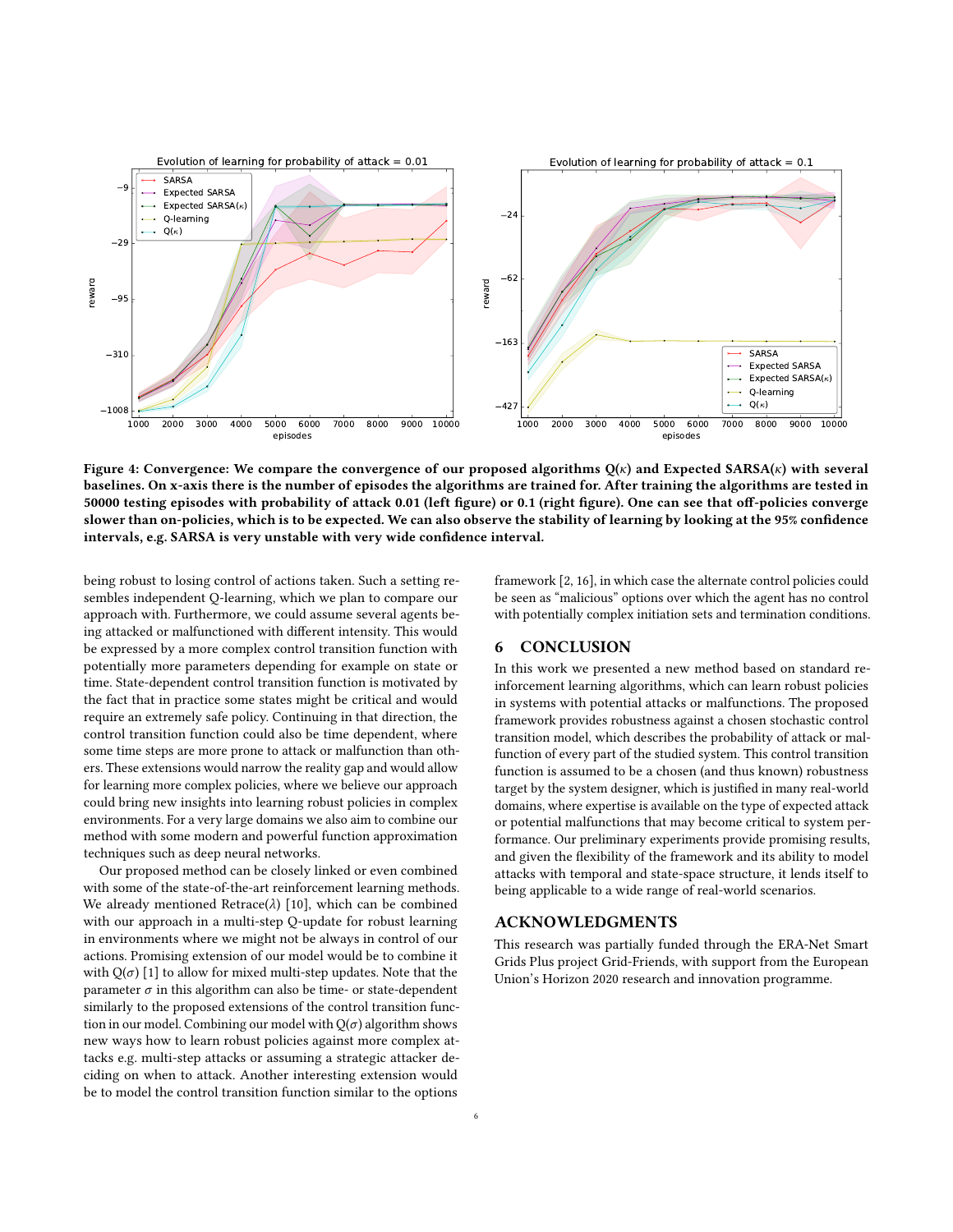Evolution of learning for probability of attack = 0.01

SARSA
Expected SARSA
Expected SARSA($\kappa$)
Q-learning
Q($\kappa$)

reward

−9
−29
−95
−310
−1008

1000 2000 3000 4000 5000 6000 7000 8000 9000 10000

episodes

Evolution of learning for probability of attack = 0.1

reward

−24
−62
−163
−427

SARSA
Expected SARSA
Expected SARSA($\kappa$)
Q-learning
Q($\kappa$)

1000 2000 3000 4000 5000 6000 7000 8000 9000 10000

episodes

**Figure 4: Convergence: We compare the convergence of our proposed algorithms Q($\kappa$) and Expected SARSA($\kappa$) with several baselines. On x-axis there is the number of episodes the algorithms are trained for. After training the algorithms are tested in 50000 testing episodes with probability of attack 0.01 (left figure) or 0.1 (right figure). One can see that off-policies converge slower than on-policies, which is to be expected. We can also observe the stability of learning by looking at the 95% confidence intervals, e.g. SARSA is very unstable with very wide confidence interval.**

being robust to losing control of actions taken. Such a setting resembles independent Q-learning, which we plan to compare our approach with. Furthermore, we could assume several agents being attacked or malfunctioned with different intensity. This would be expressed by a more complex control transition function with potentially more parameters depending for example on state or time. State-dependent control transition function is motivated by the fact that in practice some states might be critical and would require an extremely safe policy. Continuing in that direction, the control transition function could also be time dependent, where some time steps are more prone to attack or malfunction than others. These extensions would narrow the reality gap and would allow for learning more complex policies, where we believe our approach could bring new insights into learning robust policies in complex environments. For a very large domains we also aim to combine our method with some modern and powerful function approximation techniques such as deep neural networks.

Our proposed method can be closely linked or even combined with some of the state-of-the-art reinforcement learning methods. We already mentioned Retrace($\lambda$) [10], which can be combined with our approach in a multi-step Q-update for robust learning in environments where we might not be always in control of our actions. Promising extension of our model would be to combine it with Q($\sigma$) [1] to allow for mixed multi-step updates. Note that the parameter $\sigma$ in this algorithm can also be time- or state-dependent similarly to the proposed extensions of the control transition function in our model. Combining our model with Q($\sigma$) algorithm shows new ways how to learn robust policies against more complex attacks e.g. multi-step attacks or assuming a strategic attacker deciding on when to attack. Another interesting extension would be to model the control transition function similar to the options framework [2, 16], in which case the alternate control policies could be seen as "malicious" options over which the agent has no control with potentially complex initiation sets and termination conditions.

## 6 CONCLUSION

In this work we presented a new method based on standard reinforcement learning algorithms, which can learn robust policies in systems with potential attacks or malfunctions. The proposed framework provides robustness against a chosen stochastic control transition model, which describes the probability of attack or malfunction of every part of the studied system. This control transition function is assumed to be a chosen (and thus known) robustness target by the system designer, which is justified in many real-world domains, where expertise is available on the type of expected attack or potential malfunctions that may become critical to system performance. Our preliminary experiments provide promising results, and given the flexibility of the framework and its ability to model attacks with temporal and state-space structure, it lends itself to being applicable to a wide range of real-world scenarios.

## ACKNOWLEDGMENTS

This research was partially funded through the ERA-Net Smart Grids Plus project Grid-Friends, with support from the European Union's Horizon 2020 research and innovation programme.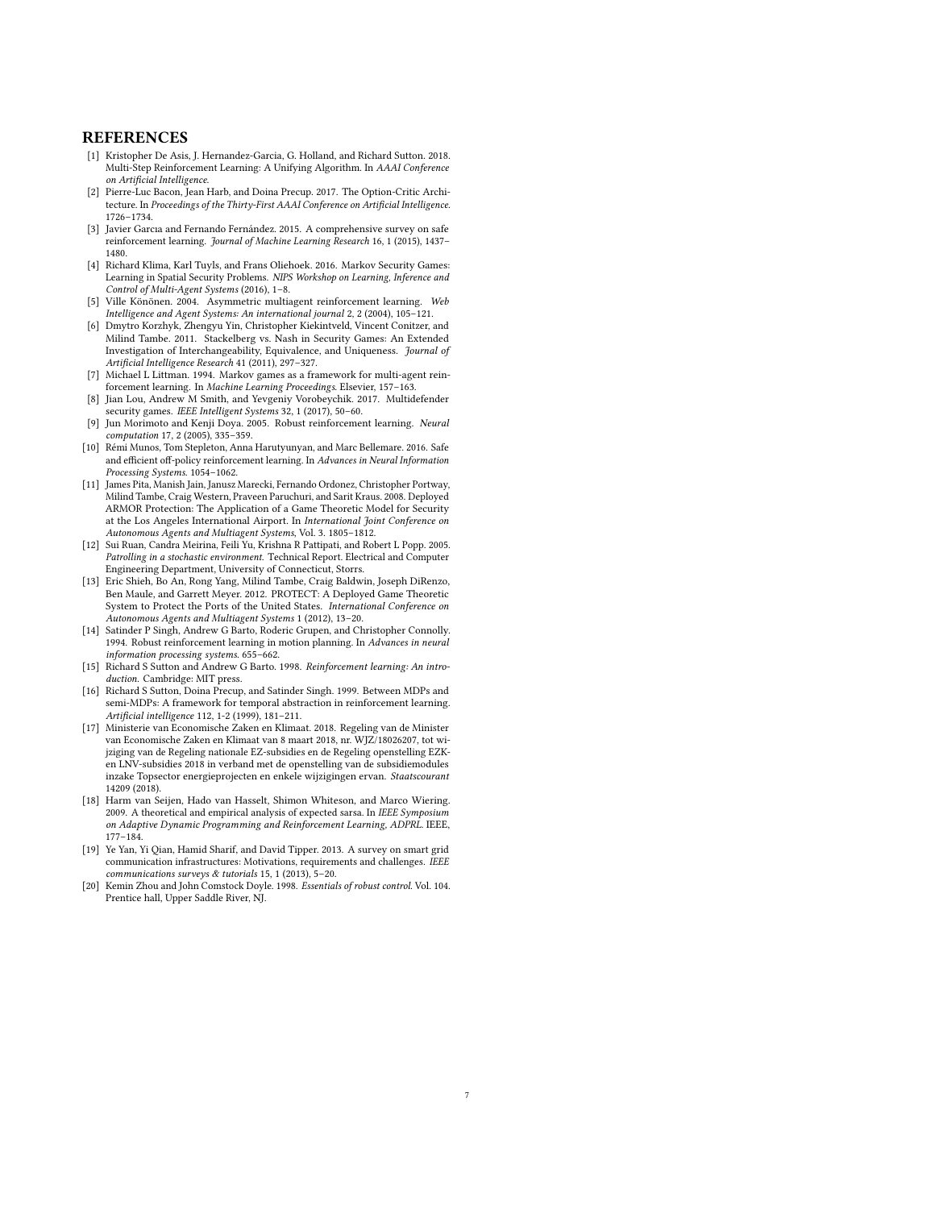# REFERENCES

[1] Kristopher De Asis, J. Hernandez-Garcia, G. Holland, and Richard Sutton. 2018. Multi-Step Reinforcement Learning: A Unifying Algorithm. In *AAAI Conference on Artificial Intelligence*.

[2] Pierre-Luc Bacon, Jean Harb, and Doina Precup. 2017. The Option-Critic Architecture. In *Proceedings of the Thirty-First AAAI Conference on Artificial Intelligence*. 1726–1734.

[3] Javier Garcıa and Fernando Fernández. 2015. A comprehensive survey on safe reinforcement learning. *Journal of Machine Learning Research* 16, 1 (2015), 1437–1480.

[4] Richard Klima, Karl Tuyls, and Frans Oliehoek. 2016. Markov Security Games: Learning in Spatial Security Problems. *NIPS Workshop on Learning, Inference and Control of Multi-Agent Systems* (2016), 1–8.

[5] Ville Könönen. 2004. Asymmetric multiagent reinforcement learning. *Web Intelligence and Agent Systems: An international journal* 2, 2 (2004), 105–121.

[6] Dmytro Korzhyk, Zhengyu Yin, Christopher Kiekintveld, Vincent Conitzer, and Milind Tambe. 2011. Stackelberg vs. Nash in Security Games: An Extended Investigation of Interchangeability, Equivalence, and Uniqueness. *Journal of Artificial Intelligence Research* 41 (2011), 297–327.

[7] Michael L Littman. 1994. Markov games as a framework for multi-agent reinforcement learning. In *Machine Learning Proceedings*. Elsevier, 157–163.

[8] Jian Lou, Andrew M Smith, and Yevgeniy Vorobeychik. 2017. Multidefender security games. *IEEE Intelligent Systems* 32, 1 (2017), 50–60.

[9] Jun Morimoto and Kenji Doya. 2005. Robust reinforcement learning. *Neural computation* 17, 2 (2005), 335–359.

[10] Rémi Munos, Tom Stepleton, Anna Harutyunyan, and Marc Bellemare. 2016. Safe and efficient off-policy reinforcement learning. In *Advances in Neural Information Processing Systems*. 1054–1062.

[11] James Pita, Manish Jain, Janusz Marecki, Fernando Ordonez, Christopher Portway, Milind Tambe, Craig Western, Praveen Paruchuri, and Sarit Kraus. 2008. Deployed ARMOR Protection: The Application of a Game Theoretic Model for Security at the Los Angeles International Airport. In *International Joint Conference on Autonomous Agents and Multiagent Systems*, Vol. 3. 1805–1812.

[12] Sui Ruan, Candra Meirina, Feili Yu, Krishna R Pattipati, and Robert L Popp. 2005. *Patrolling in a stochastic environment*. Technical Report. Electrical and Computer Engineering Department, University of Connecticut, Storrs.

[13] Eric Shieh, Bo An, Rong Yang, Milind Tambe, Craig Baldwin, Joseph DiRenzo, Ben Maule, and Garrett Meyer. 2012. PROTECT: A Deployed Game Theoretic System to Protect the Ports of the United States. *International Conference on Autonomous Agents and Multiagent Systems* 1 (2012), 13–20.

[14] Satinder P Singh, Andrew G Barto, Roderic Grupen, and Christopher Connolly. 1994. Robust reinforcement learning in motion planning. In *Advances in neural information processing systems*. 655–662.

[15] Richard S Sutton and Andrew G Barto. 1998. *Reinforcement learning: An introduction*. Cambridge: MIT press.

[16] Richard S Sutton, Doina Precup, and Satinder Singh. 1999. Between MDPs and semi-MDPs: A framework for temporal abstraction in reinforcement learning. *Artificial intelligence* 112, 1-2 (1999), 181–211.

[17] Ministerie van Economische Zaken en Klimaat. 2018. Regeling van de Minister van Economische Zaken en Klimaat van 8 maart 2018, nr. WJZ/18026207, tot wijziging van de Regeling nationale EZ-subsidies en de Regeling openstelling EZK- en LNV-subsidies 2018 in verband met de openstelling van de subsidiemodules inzake Topsector energieprojecten en enkele wijzigingen ervan. *Staatscourant* 14209 (2018).

[18] Harm van Seijen, Hado van Hasselt, Shimon Whiteson, and Marco Wiering. 2009. A theoretical and empirical analysis of expected sarsa. In *IEEE Symposium on Adaptive Dynamic Programming and Reinforcement Learning, ADPRL*. IEEE, 177–184.

[19] Ye Yan, Yi Qian, Hamid Sharif, and David Tipper. 2013. A survey on smart grid communication infrastructures: Motivations, requirements and challenges. *IEEE communications surveys & tutorials* 15, 1 (2013), 5–20.

[20] Kemin Zhou and John Comstock Doyle. 1998. *Essentials of robust control*. Vol. 104. Prentice hall, Upper Saddle River, NJ.